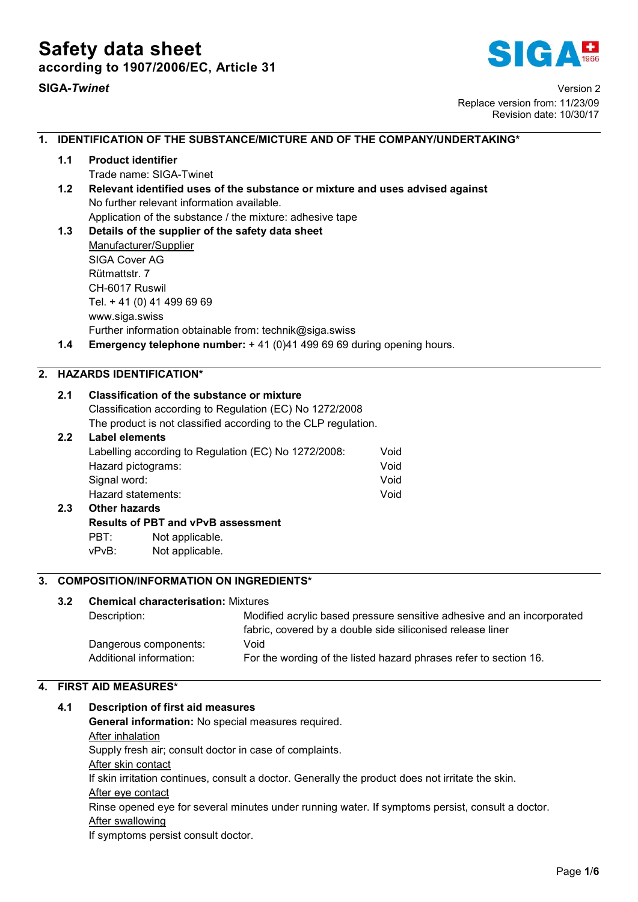# Safety data sheet

**according to 1907/2006/EC, Article 31**

**SIGA-*Twinet***

Version 2
Replace version from: 11/23/09
Revision date: 10/30/17

## 1. IDENTIFICATION OF THE SUBSTANCE/MICTURE AND OF THE COMPANY/UNDERTAKING*

### 1.1 Product identifier

Trade name: SIGA-Twinet

### 1.2 Relevant identified uses of the substance or mixture and uses advised against

No further relevant information available.
Application of the substance / the mixture: adhesive tape

### 1.3 Details of the supplier of the safety data sheet

Manufacturer/Supplier
SIGA Cover AG
Rütmattstr. 7
CH-6017 Ruswil
Tel. + 41 (0) 41 499 69 69
www.siga.swiss
Further information obtainable from: technik@siga.swiss

### 1.4 Emergency telephone number: + 41 (0)41 499 69 69 during opening hours.

## 2. HAZARDS IDENTIFICATION*

### 2.1 Classification of the substance or mixture

Classification according to Regulation (EC) No 1272/2008
The product is not classified according to the CLP regulation.

### 2.2 Label elements

| | |
|---|---|
| Labelling according to Regulation (EC) No 1272/2008: | Void |
| Hazard pictograms: | Void |
| Signal word: | Void |
| Hazard statements: | Void |

### 2.3 Other hazards

**Results of PBT and vPvB assessment**

PBT: Not applicable.
vPvB: Not applicable.

## 3. COMPOSITION/INFORMATION ON INGREDIENTS*

### 3.2 Chemical characterisation: Mixtures

| | |
|---|---|
| Description: | Modified acrylic based pressure sensitive adhesive and an incorporated fabric, covered by a double side siliconised release liner |
| Dangerous components: | Void |
| Additional information: | For the wording of the listed hazard phrases refer to section 16. |

## 4. FIRST AID MEASURES*

### 4.1 Description of first aid measures

**General information:** No special measures required.

After inhalation
Supply fresh air; consult doctor in case of complaints.

After skin contact
If skin irritation continues, consult a doctor. Generally the product does not irritate the skin.

After eye contact
Rinse opened eye for several minutes under running water. If symptoms persist, consult a doctor.

After swallowing
If symptoms persist consult doctor.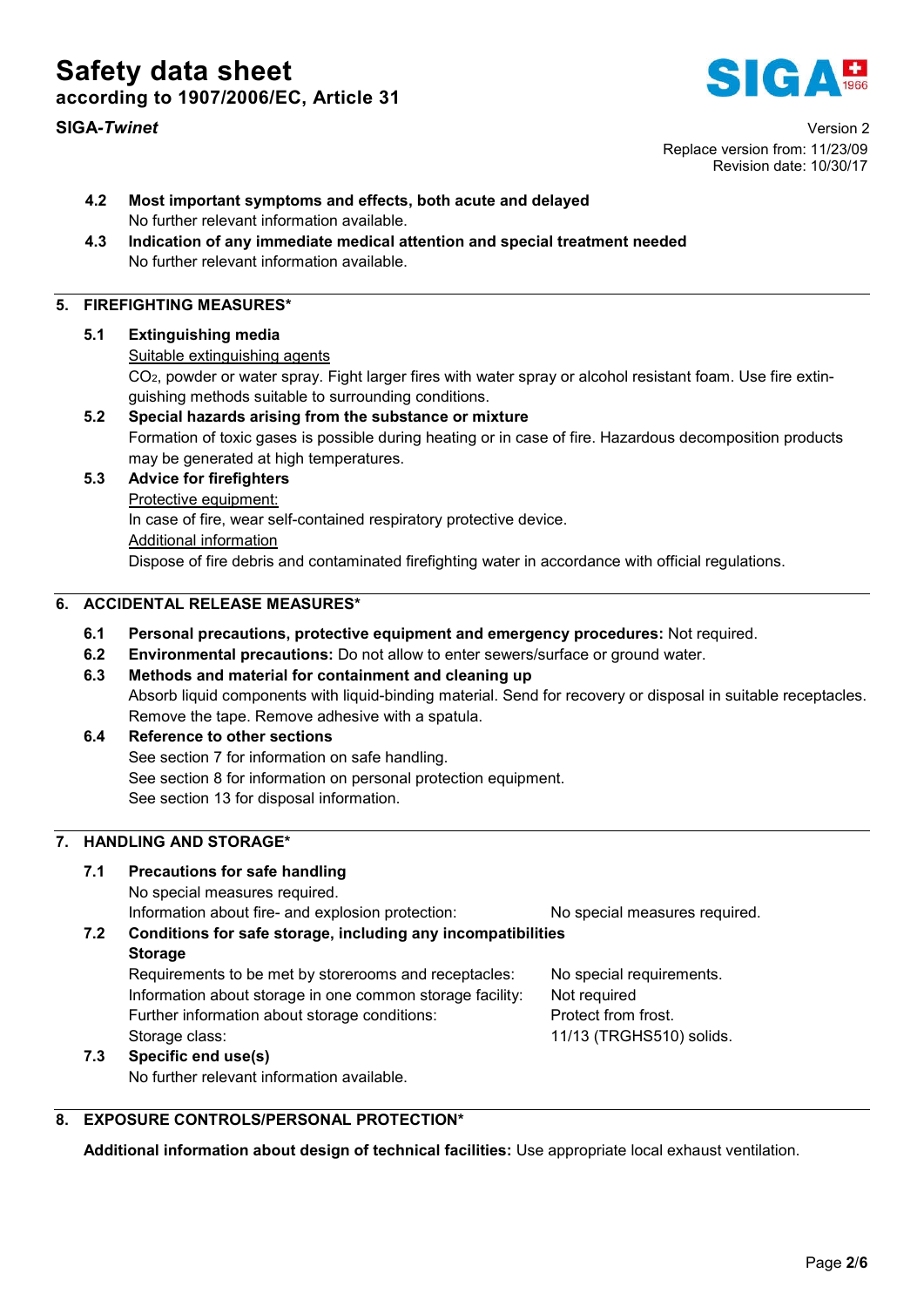### 4.2 Most important symptoms and effects, both acute and delayed

No further relevant information available.

### 4.3 Indication of any immediate medical attention and special treatment needed

No further relevant information available.

## 5. FIREFIGHTING MEASURES*

### 5.1 Extinguishing media

Suitable extinguishing agents

$CO_2$, powder or water spray. Fight larger fires with water spray or alcohol resistant foam. Use fire extinguishing methods suitable to surrounding conditions.

### 5.2 Special hazards arising from the substance or mixture

Formation of toxic gases is possible during heating or in case of fire. Hazardous decomposition products may be generated at high temperatures.

### 5.3 Advice for firefighters

Protective equipment:

In case of fire, wear self-contained respiratory protective device.

Additional information

Dispose of fire debris and contaminated firefighting water in accordance with official regulations.

## 6. ACCIDENTAL RELEASE MEASURES*

**6.1 Personal precautions, protective equipment and emergency procedures:** Not required.

**6.2 Environmental precautions:** Do not allow to enter sewers/surface or ground water.

### 6.3 Methods and material for containment and cleaning up

Absorb liquid components with liquid-binding material. Send for recovery or disposal in suitable receptacles.
Remove the tape. Remove adhesive with a spatula.

### 6.4 Reference to other sections

See section 7 for information on safe handling.
See section 8 for information on personal protection equipment.
See section 13 for disposal information.

## 7. HANDLING AND STORAGE*

### 7.1 Precautions for safe handling

No special measures required.

Information about fire- and explosion protection: No special measures required.

### 7.2 Conditions for safe storage, including any incompatibilities

**Storage**

Requirements to be met by storerooms and receptacles: No special requirements.
Information about storage in one common storage facility: Not required
Further information about storage conditions: Protect from frost.
Storage class: 11/13 (TRGHS510) solids.

### 7.3 Specific end use(s)

No further relevant information available.

## 8. EXPOSURE CONTROLS/PERSONAL PROTECTION*

**Additional information about design of technical facilities:** Use appropriate local exhaust ventilation.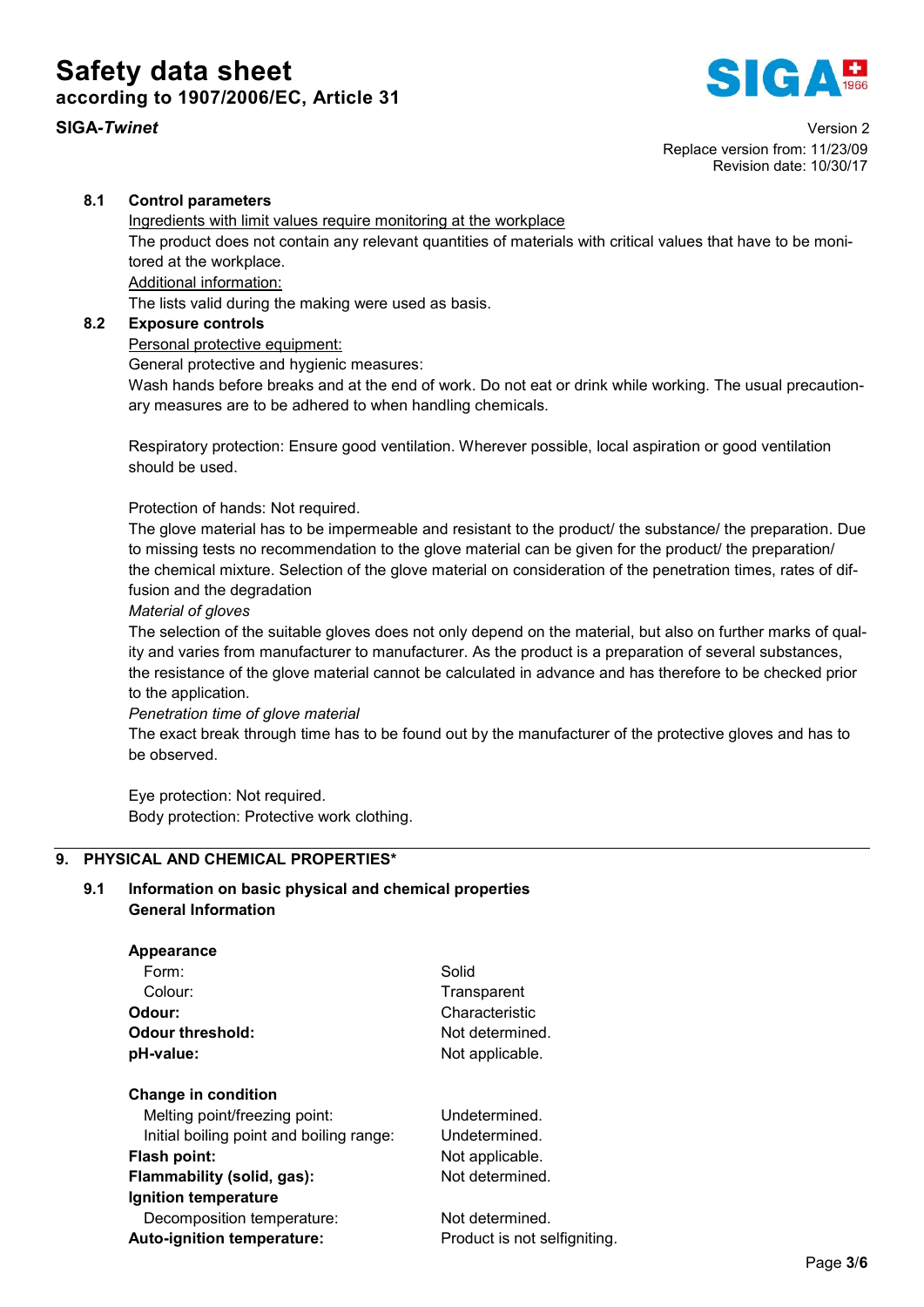**8.1 Control parameters**

Ingredients with limit values require monitoring at the workplace

The product does not contain any relevant quantities of materials with critical values that have to be monitored at the workplace.

Additional information:

The lists valid during the making were used as basis.

**8.2 Exposure controls**

Personal protective equipment:

General protective and hygienic measures:

Wash hands before breaks and at the end of work. Do not eat or drink while working. The usual precautionary measures are to be adhered to when handling chemicals.

Respiratory protection: Ensure good ventilation. Wherever possible, local aspiration or good ventilation should be used.

Protection of hands: Not required.

The glove material has to be impermeable and resistant to the product/ the substance/ the preparation. Due to missing tests no recommendation to the glove material can be given for the product/ the preparation/ the chemical mixture. Selection of the glove material on consideration of the penetration times, rates of diffusion and the degradation

*Material of gloves*

The selection of the suitable gloves does not only depend on the material, but also on further marks of quality and varies from manufacturer to manufacturer. As the product is a preparation of several substances, the resistance of the glove material cannot be calculated in advance and has therefore to be checked prior to the application.

*Penetration time of glove material*

The exact break through time has to be found out by the manufacturer of the protective gloves and has to be observed.

Eye protection: Not required.

Body protection: Protective work clothing.

## 9. PHYSICAL AND CHEMICAL PROPERTIES*

**9.1 Information on basic physical and chemical properties**
**General Information**

| | |
|---|---|
| **Appearance** | |
| Form: | Solid |
| Colour: | Transparent |
| **Odour:** | Characteristic |
| **Odour threshold:** | Not determined. |
| **pH-value:** | Not applicable. |
| **Change in condition** | |
| Melting point/freezing point: | Undetermined. |
| Initial boiling point and boiling range: | Undetermined. |
| **Flash point:** | Not applicable. |
| **Flammability (solid, gas):** | Not determined. |
| **Ignition temperature** | |
| Decomposition temperature: | Not determined. |
| **Auto-ignition temperature:** | Product is not selfigniting. |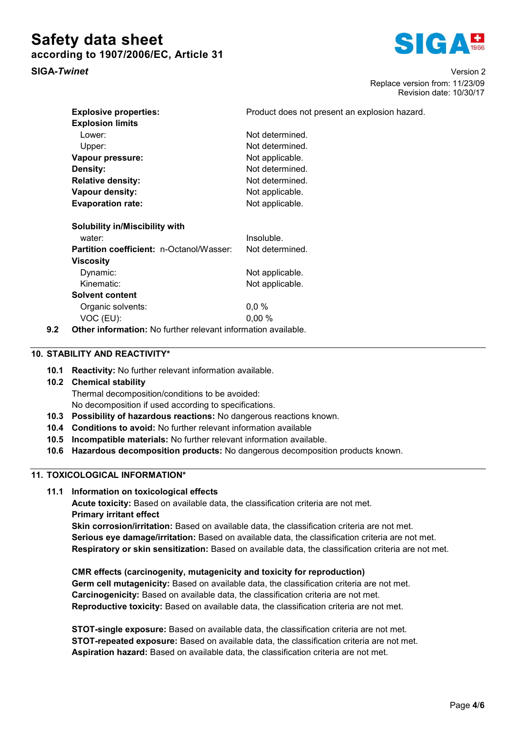| | |
|---|---|
| **Explosive properties:** | Product does not present an explosion hazard. |
| **Explosion limits** | |
| Lower: | Not determined. |
| Upper: | Not determined. |
| **Vapour pressure:** | Not applicable. |
| **Density:** | Not determined. |
| **Relative density:** | Not determined. |
| **Vapour density:** | Not applicable. |
| **Evaporation rate:** | Not applicable. |
| **Solubility in/Miscibility with** | |
| water: | Insoluble. |
| **Partition coefficient:** n-Octanol/Wasser: | Not determined. |
| **Viscosity** | |
| Dynamic: | Not applicable. |
| Kinematic: | Not applicable. |
| **Solvent content** | |
| Organic solvents: | 0,0 % |
| VOC (EU): | 0,00 % |

**9.2 Other information:** No further relevant information available.

## 10. STABILITY AND REACTIVITY*

**10.1 Reactivity:** No further relevant information available.

**10.2 Chemical stability**

Thermal decomposition/conditions to be avoided:
No decomposition if used according to specifications.

**10.3 Possibility of hazardous reactions:** No dangerous reactions known.

**10.4 Conditions to avoid:** No further relevant information available

**10.5 Incompatible materials:** No further relevant information available.

**10.6 Hazardous decomposition products:** No dangerous decomposition products known.

## 11. TOXICOLOGICAL INFORMATION*

**11.1 Information on toxicological effects**

**Acute toxicity:** Based on available data, the classification criteria are not met.

**Primary irritant effect**

**Skin corrosion/irritation:** Based on available data, the classification criteria are not met.

**Serious eye damage/irritation:** Based on available data, the classification criteria are not met.

**Respiratory or skin sensitization:** Based on available data, the classification criteria are not met.

**CMR effects (carcinogenity, mutagenicity and toxicity for reproduction)**

**Germ cell mutagenicity:** Based on available data, the classification criteria are not met.

**Carcinogenicity:** Based on available data, the classification criteria are not met.

**Reproductive toxicity:** Based on available data, the classification criteria are not met.

**STOT-single exposure:** Based on available data, the classification criteria are not met.

**STOT-repeated exposure:** Based on available data, the classification criteria are not met.

**Aspiration hazard:** Based on available data, the classification criteria are not met.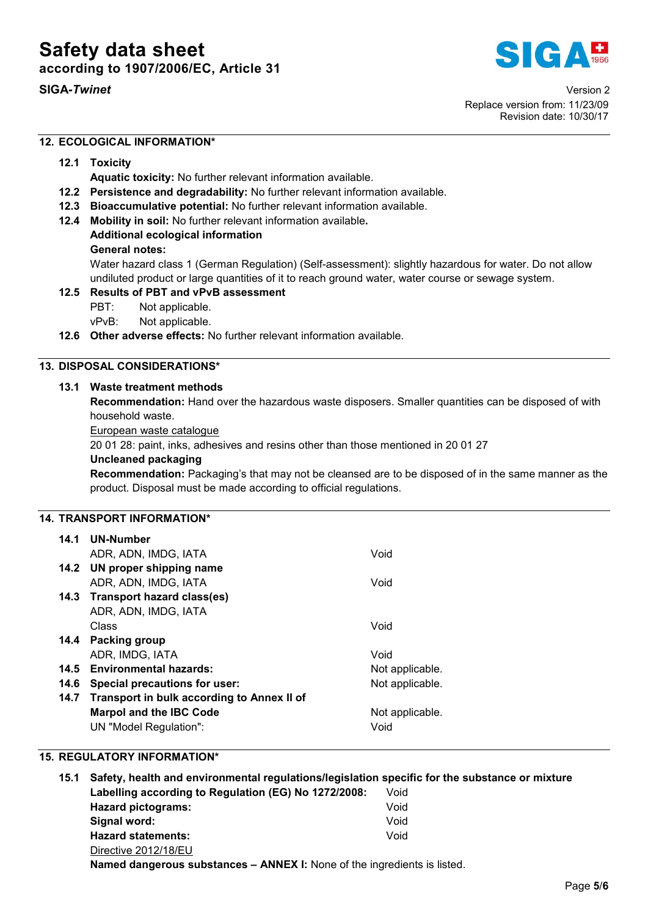## 12. ECOLOGICAL INFORMATION*

**12.1 Toxicity**

**Aquatic toxicity:** No further relevant information available.

**12.2 Persistence and degradability:** No further relevant information available.

**12.3 Bioaccumulative potential:** No further relevant information available.

**12.4 Mobility in soil:** No further relevant information available.

**Additional ecological information**

**General notes:**

Water hazard class 1 (German Regulation) (Self-assessment): slightly hazardous for water. Do not allow undiluted product or large quantities of it to reach ground water, water course or sewage system.

**12.5 Results of PBT and vPvB assessment**

PBT: Not applicable.

vPvB: Not applicable.

**12.6 Other adverse effects:** No further relevant information available.

## 13. DISPOSAL CONSIDERATIONS*

**13.1 Waste treatment methods**

**Recommendation:** Hand over the hazardous waste disposers. Smaller quantities can be disposed of with household waste.

European waste catalogue

20 01 28: paint, inks, adhesives and resins other than those mentioned in 20 01 27

**Uncleaned packaging**

**Recommendation:** Packaging's that may not be cleansed are to be disposed of in the same manner as the product. Disposal must be made according to official regulations.

## 14. TRANSPORT INFORMATION*

| | |
|---|---|
| **14.1 UN-Number** | |
| ADR, ADN, IMDG, IATA | Void |
| **14.2 UN proper shipping name** | |
| ADR, ADN, IMDG, IATA | Void |
| **14.3 Transport hazard class(es)** | |
| ADR, ADN, IMDG, IATA | |
| Class | Void |
| **14.4 Packing group** | |
| ADR, IMDG, IATA | Void |
| **14.5 Environmental hazards:** | Not applicable. |
| **14.6 Special precautions for user:** | Not applicable. |
| **14.7 Transport in bulk according to Annex II of Marpol and the IBC Code** | Not applicable. |
| UN "Model Regulation": | Void |

## 15. REGULATORY INFORMATION*

**15.1 Safety, health and environmental regulations/legislation specific for the substance or mixture**

| | |
|---|---|
| **Labelling according to Regulation (EG) No 1272/2008:** | Void |
| **Hazard pictograms:** | Void |
| **Signal word:** | Void |
| **Hazard statements:** | Void |

Directive 2012/18/EU

**Named dangerous substances – ANNEX I:** None of the ingredients is listed.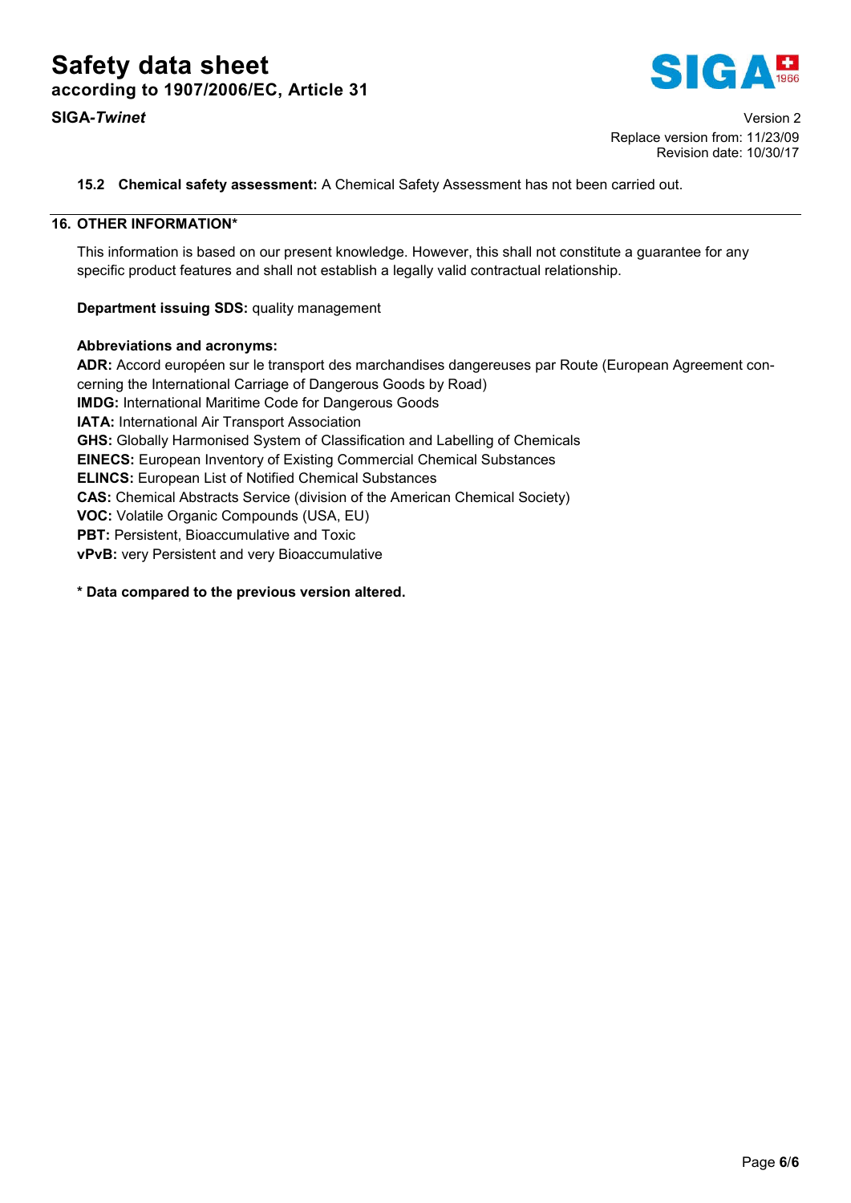**15.2 Chemical safety assessment:** A Chemical Safety Assessment has not been carried out.

## 16. OTHER INFORMATION*

This information is based on our present knowledge. However, this shall not constitute a guarantee for any specific product features and shall not establish a legally valid contractual relationship.

**Department issuing SDS:** quality management

**Abbreviations and acronyms:**
**ADR:** Accord européen sur le transport des marchandises dangereuses par Route (European Agreement concerning the International Carriage of Dangerous Goods by Road)
**IMDG:** International Maritime Code for Dangerous Goods
**IATA:** International Air Transport Association
**GHS:** Globally Harmonised System of Classification and Labelling of Chemicals
**EINECS:** European Inventory of Existing Commercial Chemical Substances
**ELINCS:** European List of Notified Chemical Substances
**CAS:** Chemical Abstracts Service (division of the American Chemical Society)
**VOC:** Volatile Organic Compounds (USA, EU)
**PBT:** Persistent, Bioaccumulative and Toxic
**vPvB:** very Persistent and very Bioaccumulative

**\* Data compared to the previous version altered.**